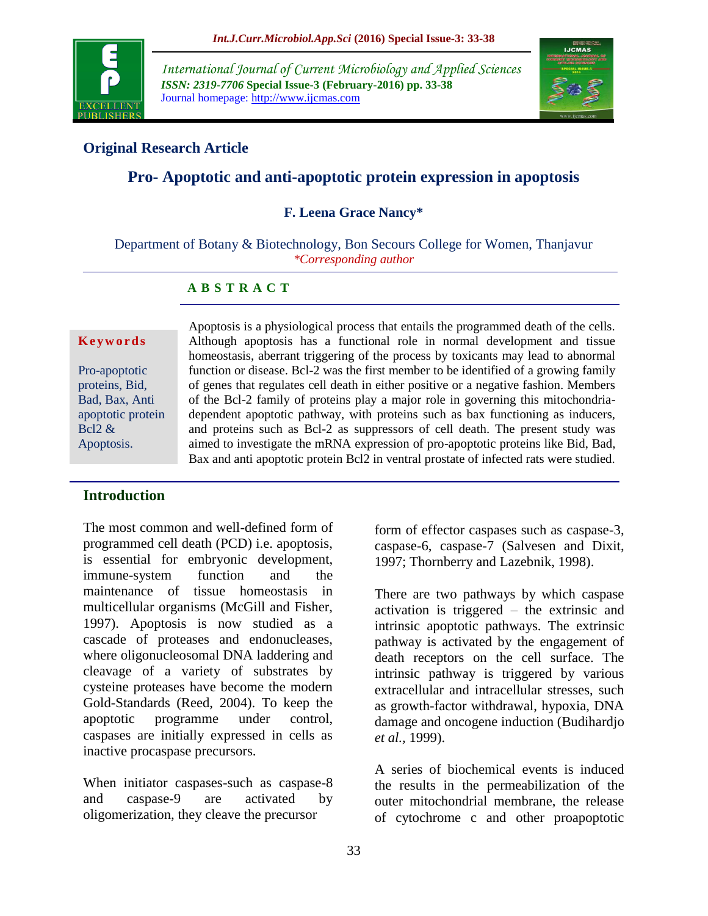## Original Research Article

# Pro- Apoptotic and anti-apoptotic protein expression in apoptosis

**F. Leena Grace Nancy***

Department of Botany & Biotechnology, Bon Secours College for Women, Thanjavur
*\*Corresponding author*

## A B S T R A C T

**Keywords**

Pro-apoptotic proteins, Bid, Bad, Bax, Anti apoptotic protein Bcl2 & Apoptosis.

Apoptosis is a physiological process that entails the programmed death of the cells. Although apoptosis has a functional role in normal development and tissue homeostasis, aberrant triggering of the process by toxicants may lead to abnormal function or disease. Bcl-2 was the first member to be identified of a growing family of genes that regulates cell death in either positive or a negative fashion. Members of the Bcl-2 family of proteins play a major role in governing this mitochondria-dependent apoptotic pathway, with proteins such as bax functioning as inducers, and proteins such as Bcl-2 as suppressors of cell death. The present study was aimed to investigate the mRNA expression of pro-apoptotic proteins like Bid, Bad, Bax and anti apoptotic protein Bcl2 in ventral prostate of infected rats were studied.

## Introduction

The most common and well-defined form of programmed cell death (PCD) i.e. apoptosis, is essential for embryonic development, immune-system function and the maintenance of tissue homeostasis in multicellular organisms (McGill and Fisher, 1997). Apoptosis is now studied as a cascade of proteases and endonucleases, where oligonucleosomal DNA laddering and cleavage of a variety of substrates by cysteine proteases have become the modern Gold-Standards (Reed, 2004). To keep the apoptotic programme under control, caspases are initially expressed in cells as inactive procaspase precursors.

When initiator caspases-such as caspase-8 and caspase-9 are activated by oligomerization, they cleave the precursor form of effector caspases such as caspase-3, caspase-6, caspase-7 (Salvesen and Dixit, 1997; Thornberry and Lazebnik, 1998).

There are two pathways by which caspase activation is triggered – the extrinsic and intrinsic apoptotic pathways. The extrinsic pathway is activated by the engagement of death receptors on the cell surface. The intrinsic pathway is triggered by various extracellular and intracellular stresses, such as growth-factor withdrawal, hypoxia, DNA damage and oncogene induction (Budihardjo *et al.,* 1999).

A series of biochemical events is induced the results in the permeabilization of the outer mitochondrial membrane, the release of cytochrome c and other proapoptotic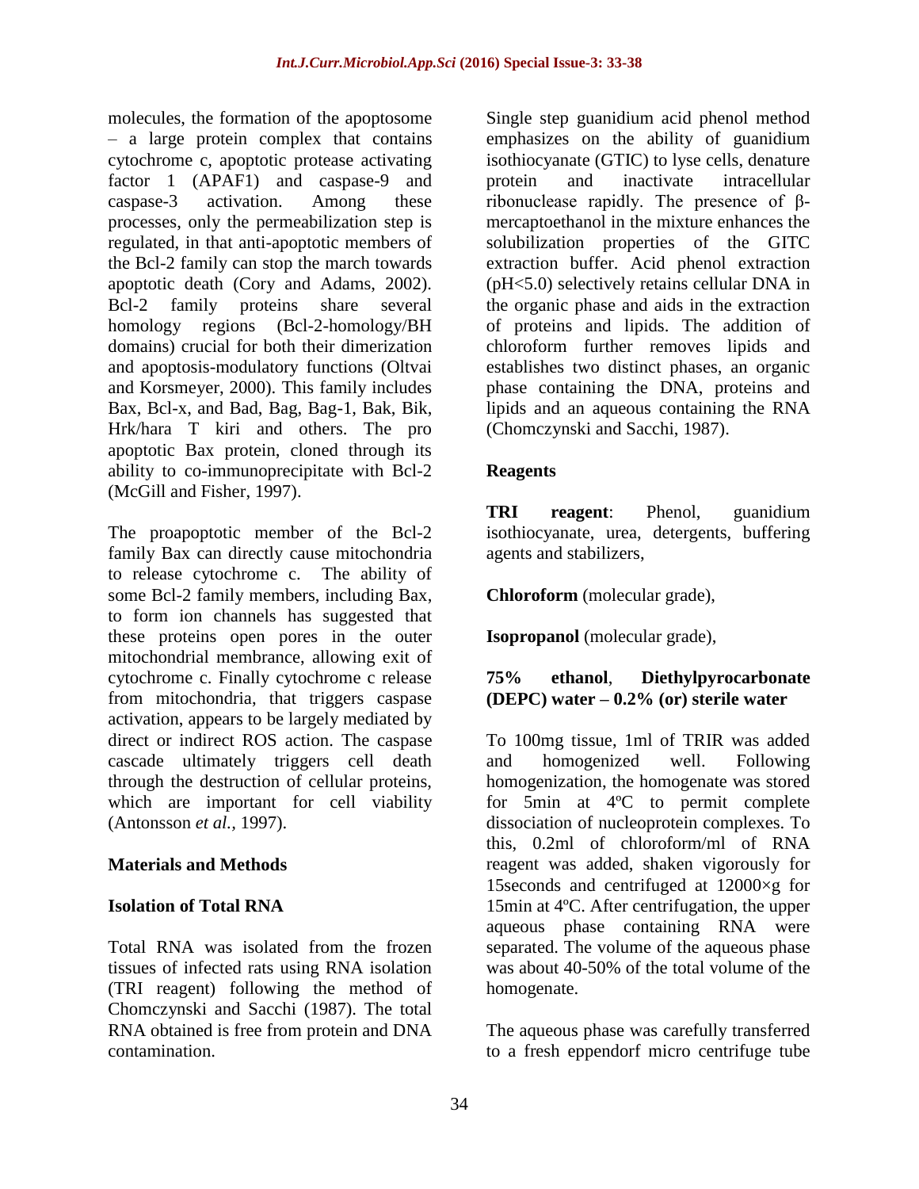molecules, the formation of the apoptosome – a large protein complex that contains cytochrome c, apoptotic protease activating factor 1 (APAF1) and caspase-9 and caspase-3 activation. Among these processes, only the permeabilization step is regulated, in that anti-apoptotic members of the Bcl-2 family can stop the march towards apoptotic death (Cory and Adams, 2002). Bcl-2 family proteins share several homology regions (Bcl-2-homology/BH domains) crucial for both their dimerization and apoptosis-modulatory functions (Oltvai and Korsmeyer, 2000). This family includes Bax, Bcl-x, and Bad, Bag, Bag-1, Bak, Bik, Hrk/hara T kiri and others. The pro apoptotic Bax protein, cloned through its ability to co-immunoprecipitate with Bcl-2 (McGill and Fisher, 1997).

The proapoptotic member of the Bcl-2 family Bax can directly cause mitochondria to release cytochrome c. The ability of some Bcl-2 family members, including Bax, to form ion channels has suggested that these proteins open pores in the outer mitochondrial membrance, allowing exit of cytochrome c. Finally cytochrome c release from mitochondria, that triggers caspase activation, appears to be largely mediated by direct or indirect ROS action. The caspase cascade ultimately triggers cell death through the destruction of cellular proteins, which are important for cell viability (Antonsson *et al.,* 1997).

## Materials and Methods

### Isolation of Total RNA

Total RNA was isolated from the frozen tissues of infected rats using RNA isolation (TRI reagent) following the method of Chomczynski and Sacchi (1987). The total RNA obtained is free from protein and DNA contamination.

Single step guanidium acid phenol method emphasizes on the ability of guanidium isothiocyanate (GTIC) to lyse cells, denature protein and inactivate intracellular ribonuclease rapidly. The presence of β-mercaptoethanol in the mixture enhances the solubilization properties of the GITC extraction buffer. Acid phenol extraction (pH<5.0) selectively retains cellular DNA in the organic phase and aids in the extraction of proteins and lipids. The addition of chloroform further removes lipids and establishes two distinct phases, an organic phase containing the DNA, proteins and lipids and an aqueous containing the RNA (Chomczynski and Sacchi, 1987).

### Reagents

**TRI reagent**: Phenol, guanidium isothiocyanate, urea, detergents, buffering agents and stabilizers,

**Chloroform** (molecular grade),

**Isopropanol** (molecular grade),

**75% ethanol**, **Diethylpyrocarbonate (DEPC) water – 0.2% (or) sterile water**

To 100mg tissue, 1ml of TRIR was added and homogenized well. Following homogenization, the homogenate was stored for 5min at 4ºC to permit complete dissociation of nucleoprotein complexes. To this, 0.2ml of chloroform/ml of RNA reagent was added, shaken vigorously for 15seconds and centrifuged at 12000×g for 15min at 4ºC. After centrifugation, the upper aqueous phase containing RNA were separated. The volume of the aqueous phase was about 40-50% of the total volume of the homogenate.

The aqueous phase was carefully transferred to a fresh eppendorf micro centrifuge tube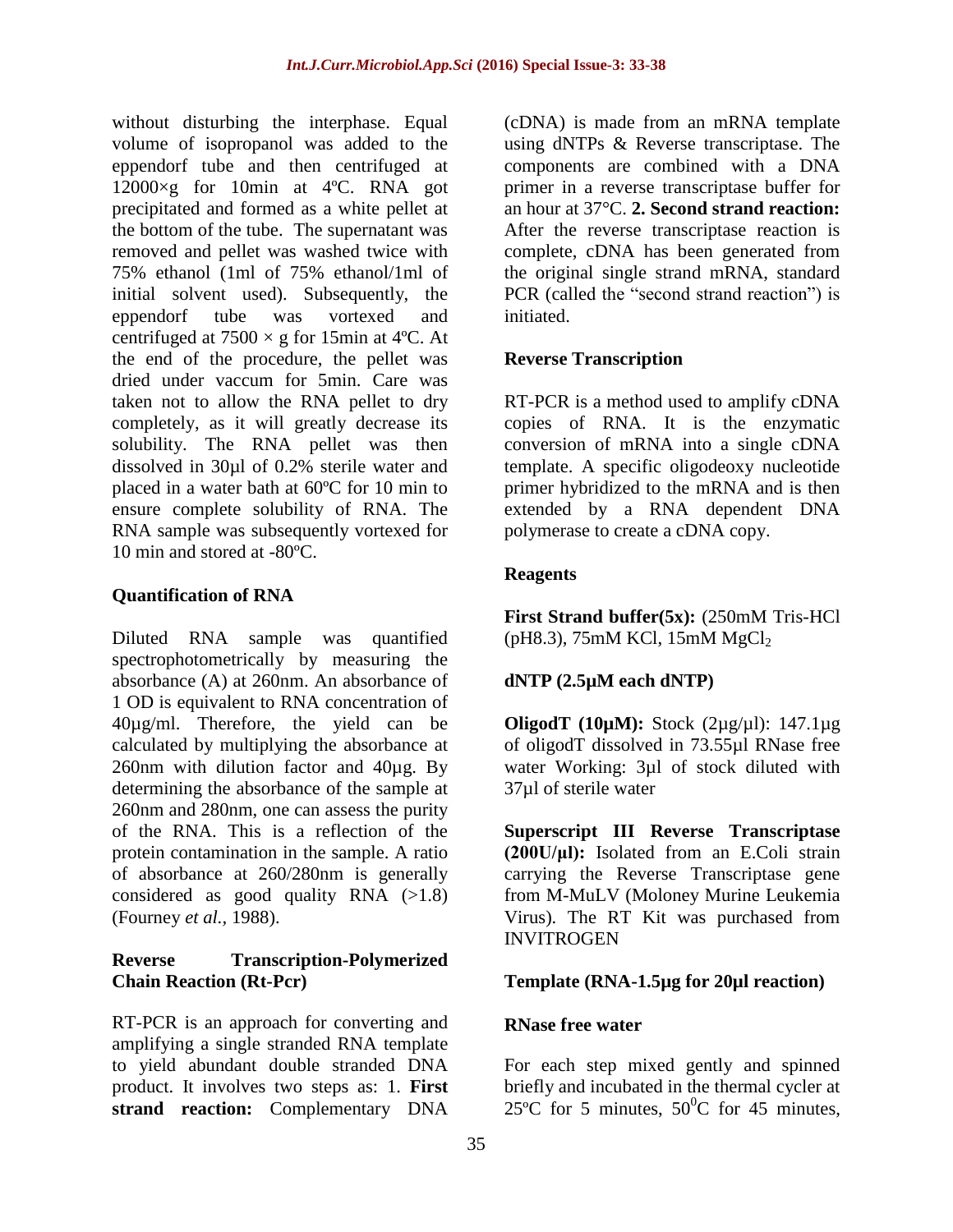without disturbing the interphase. Equal volume of isopropanol was added to the eppendorf tube and then centrifuged at 12000×g for 10min at 4ºC. RNA got precipitated and formed as a white pellet at the bottom of the tube. The supernatant was removed and pellet was washed twice with 75% ethanol (1ml of 75% ethanol/1ml of initial solvent used). Subsequently, the eppendorf tube was vortexed and centrifuged at 7500 × g for 15min at 4ºC. At the end of the procedure, the pellet was dried under vaccum for 5min. Care was taken not to allow the RNA pellet to dry completely, as it will greatly decrease its solubility. The RNA pellet was then dissolved in 30µl of 0.2% sterile water and placed in a water bath at 60ºC for 10 min to ensure complete solubility of RNA. The RNA sample was subsequently vortexed for 10 min and stored at -80ºC.

### Quantification of RNA

Diluted RNA sample was quantified spectrophotometrically by measuring the absorbance (A) at 260nm. An absorbance of 1 OD is equivalent to RNA concentration of 40µg/ml. Therefore, the yield can be calculated by multiplying the absorbance at 260nm with dilution factor and 40µg. By determining the absorbance of the sample at 260nm and 280nm, one can assess the purity of the RNA. This is a reflection of the protein contamination in the sample. A ratio of absorbance at 260/280nm is generally considered as good quality RNA (>1.8) (Fourney *et al.,* 1988).

### Reverse Transcription-Polymerized Chain Reaction (Rt-Pcr)

RT-PCR is an approach for converting and amplifying a single stranded RNA template to yield abundant double stranded DNA product. It involves two steps as: 1. **First strand reaction:** Complementary DNA (cDNA) is made from an mRNA template using dNTPs & Reverse transcriptase. The components are combined with a DNA primer in a reverse transcriptase buffer for an hour at 37°C. **2. Second strand reaction:** After the reverse transcriptase reaction is complete, cDNA has been generated from the original single strand mRNA, standard PCR (called the "second strand reaction") is initiated.

### Reverse Transcription

RT-PCR is a method used to amplify cDNA copies of RNA. It is the enzymatic conversion of mRNA into a single cDNA template. A specific oligodeoxy nucleotide primer hybridized to the mRNA and is then extended by a RNA dependent DNA polymerase to create a cDNA copy.

### Reagents

**First Strand buffer(5x):** (250mM Tris-HCl (pH8.3), 75mM KCl, 15mM $MgCl_2$

**dNTP (2.5µM each dNTP)**

**OligodT (10µM):** Stock (2µg/µl): 147.1µg of oligodT dissolved in 73.55µl RNase free water Working: 3µl of stock diluted with 37µl of sterile water

**Superscript III Reverse Transcriptase (200U/µl):** Isolated from an E.Coli strain carrying the Reverse Transcriptase gene from M-MuLV (Moloney Murine Leukemia Virus). The RT Kit was purchased from INVITROGEN

**Template (RNA-1.5µg for 20µl reaction)**

**RNase free water**

For each step mixed gently and spinned briefly and incubated in the thermal cycler at 25ºC for 5 minutes, $50^0$C for 45 minutes,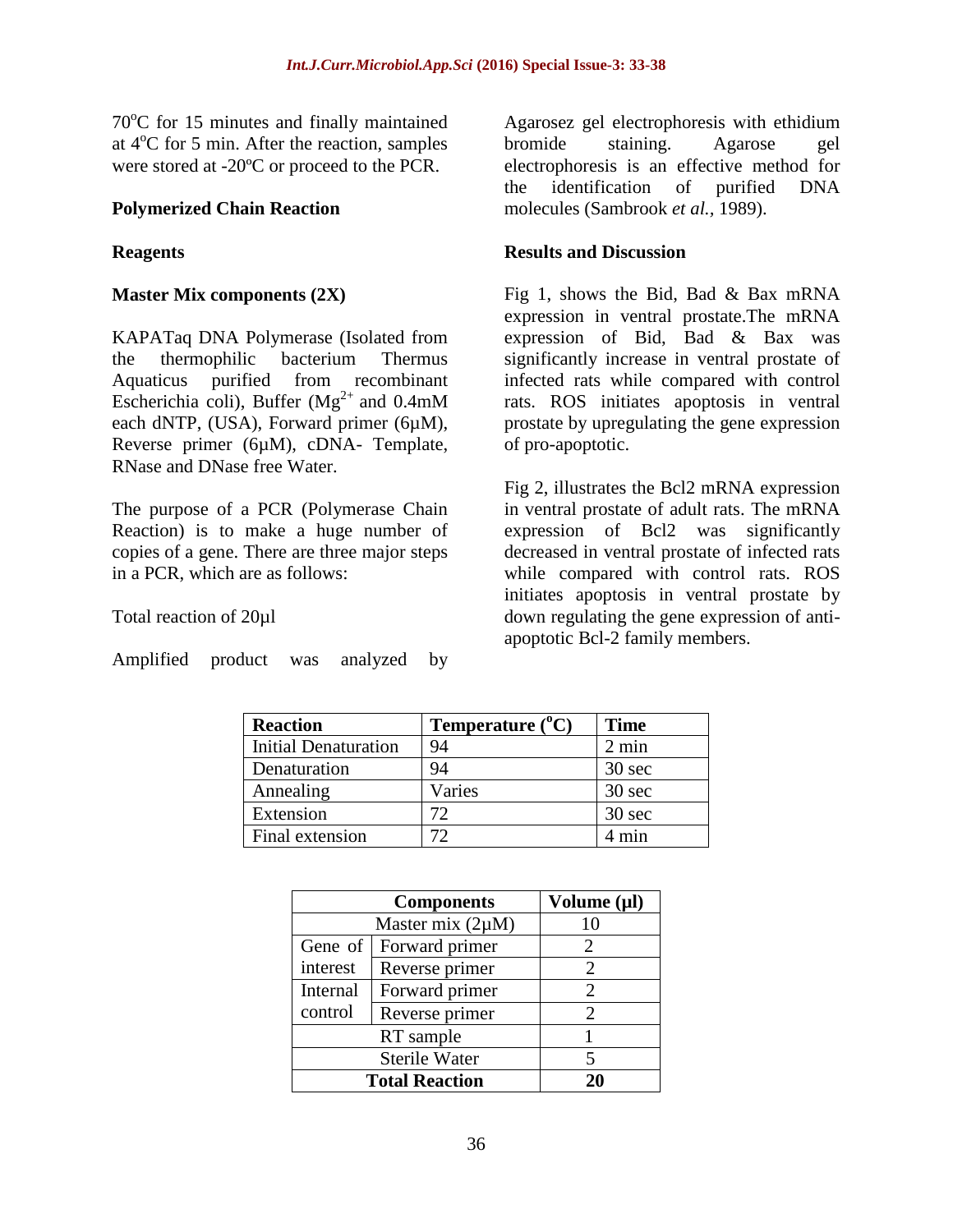70°C for 15 minutes and finally maintained at 4°C for 5 min. After the reaction, samples were stored at -20ºC or proceed to the PCR.

### Polymerized Chain Reaction

#### Reagents

#### Master Mix components (2X)

KAPATaq DNA Polymerase (Isolated from the thermophilic bacterium Thermus Aquaticus purified from recombinant Escherichia coli), Buffer ($Mg^{2+}$ and 0.4mM each dNTP, (USA), Forward primer (6µM), Reverse primer (6µM), cDNA- Template, RNase and DNase free Water.

The purpose of a PCR (Polymerase Chain Reaction) is to make a huge number of copies of a gene. There are three major steps in a PCR, which are as follows:

Total reaction of 20µl

Amplified product was analyzed by Agarosez gel electrophoresis with ethidium bromide staining. Agarose gel electrophoresis is an effective method for the identification of purified DNA molecules (Sambrook *et al.,* 1989).

### Results and Discussion

Fig 1, shows the Bid, Bad & Bax mRNA expression in ventral prostate.The mRNA expression of Bid, Bad & Bax was significantly increase in ventral prostate of infected rats while compared with control rats. ROS initiates apoptosis in ventral prostate by upregulating the gene expression of pro-apoptotic.

Fig 2, illustrates the Bcl2 mRNA expression in ventral prostate of adult rats. The mRNA expression of Bcl2 was significantly decreased in ventral prostate of infected rats while compared with control rats. ROS initiates apoptosis in ventral prostate by down regulating the gene expression of anti-apoptotic Bcl-2 family members.

| Reaction | Temperature (°C) | Time |
|---|---|---|
| Initial Denaturation | 94 | 2 min |
| Denaturation | 94 | 30 sec |
| Annealing | Varies | 30 sec |
| Extension | 72 | 30 sec |
| Final extension | 72 | 4 min |

| Components | | Volume (µl) |
|---|---|---|
| Master mix (2µM) | | 10 |
| Gene of interest | Forward primer | 2 |
| | Reverse primer | 2 |
| Internal control | Forward primer | 2 |
| | Reverse primer | 2 |
| RT sample | | 1 |
| Sterile Water | | 5 |
| **Total Reaction** | | **20** |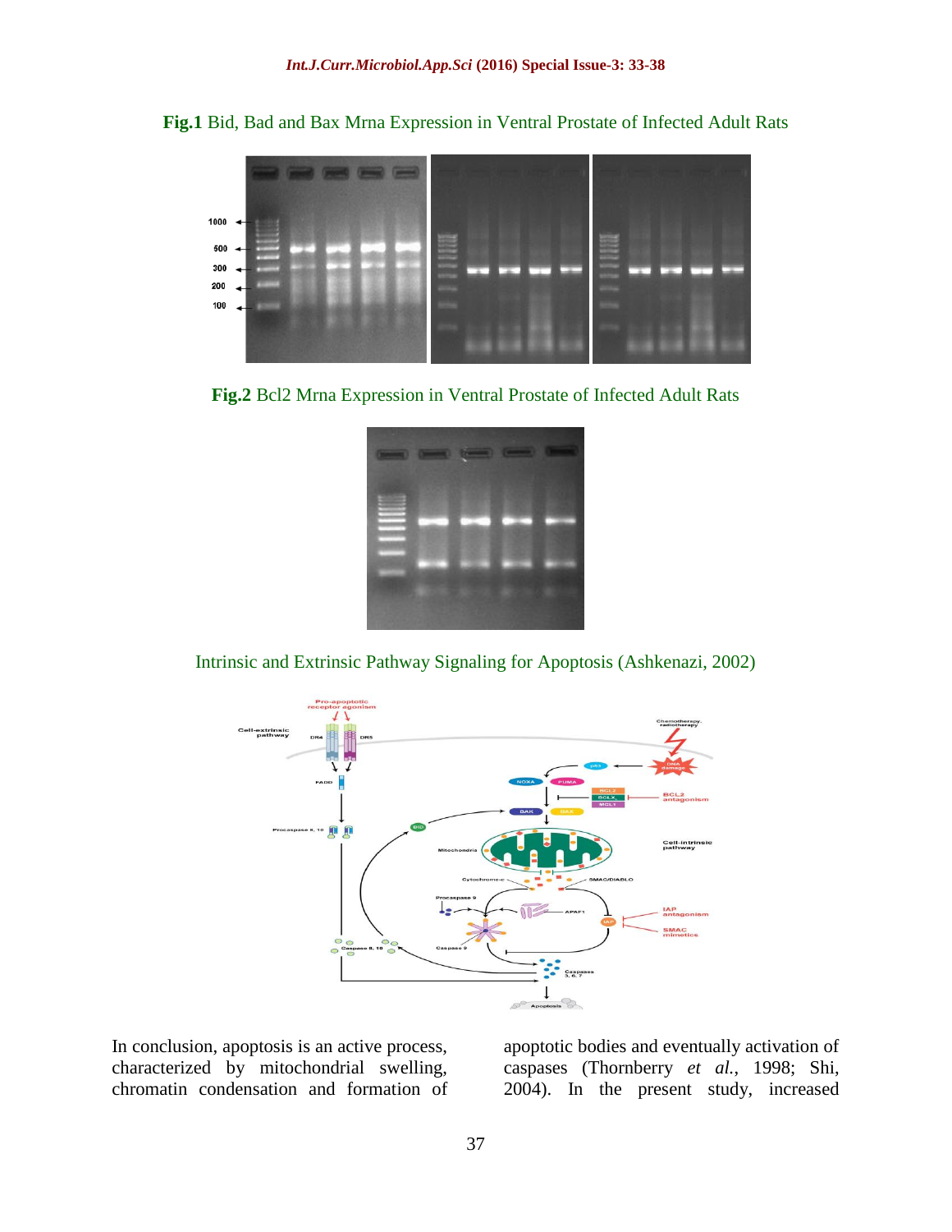**Fig.1** Bid, Bad and Bax Mrna Expression in Ventral Prostate of Infected Adult Rats

**Fig.2** Bcl2 Mrna Expression in Ventral Prostate of Infected Adult Rats

Intrinsic and Extrinsic Pathway Signaling for Apoptosis (Ashkenazi, 2002)

In conclusion, apoptosis is an active process, characterized by mitochondrial swelling, chromatin condensation and formation of apoptotic bodies and eventually activation of caspases (Thornberry *et al.*, 1998; Shi, 2004). In the present study, increased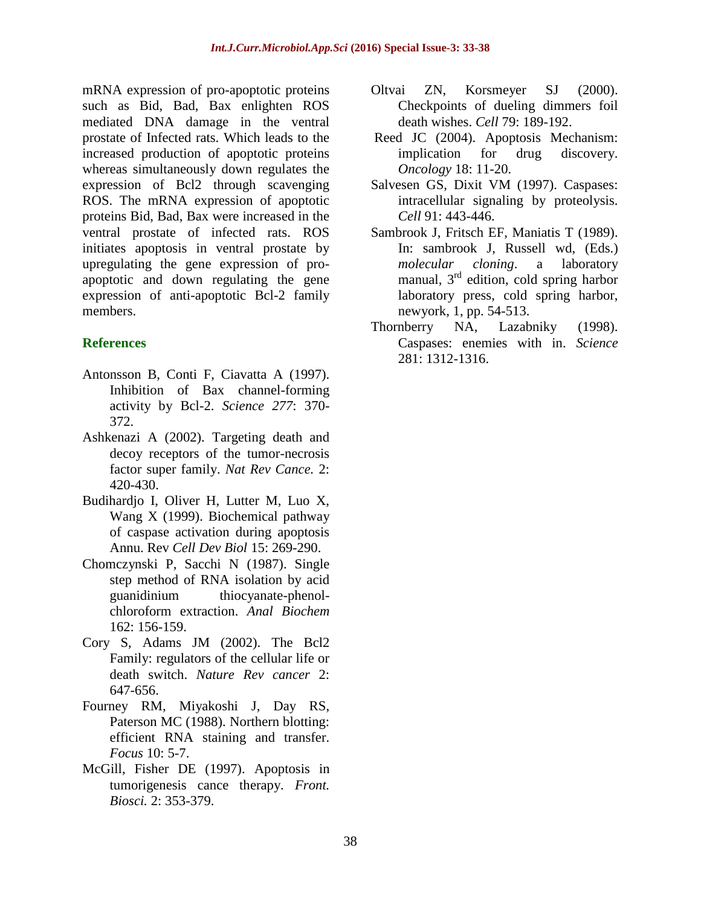mRNA expression of pro-apoptotic proteins such as Bid, Bad, Bax enlighten ROS mediated DNA damage in the ventral prostate of Infected rats. Which leads to the increased production of apoptotic proteins whereas simultaneously down regulates the expression of Bcl2 through scavenging ROS. The mRNA expression of apoptotic proteins Bid, Bad, Bax were increased in the ventral prostate of infected rats. ROS initiates apoptosis in ventral prostate by upregulating the gene expression of pro-apoptotic and down regulating the gene expression of anti-apoptotic Bcl-2 family members.

## References

Antonsson B, Conti F, Ciavatta A (1997). Inhibition of Bax channel-forming activity by Bcl-2. *Science 277*: 370-372.

Ashkenazi A (2002). Targeting death and decoy receptors of the tumor-necrosis factor super family. *Nat Rev Cance.* 2: 420-430.

Budihardjo I, Oliver H, Lutter M, Luo X, Wang X (1999). Biochemical pathway of caspase activation during apoptosis Annu. Rev *Cell Dev Biol* 15: 269-290.

Chomczynski P, Sacchi N (1987). Single step method of RNA isolation by acid guanidinium thiocyanate-phenol-chloroform extraction. *Anal Biochem* 162: 156-159.

Cory S, Adams JM (2002). The Bcl2 Family: regulators of the cellular life or death switch. *Nature Rev cancer* 2: 647-656.

Fourney RM, Miyakoshi J, Day RS, Paterson MC (1988). Northern blotting: efficient RNA staining and transfer. *Focus* 10: 5-7.

McGill, Fisher DE (1997). Apoptosis in tumorigenesis cance therapy. *Front. Biosci.* 2: 353-379.

Oltvai ZN, Korsmeyer SJ (2000). Checkpoints of dueling dimmers foil death wishes. *Cell* 79: 189-192.

Reed JC (2004). Apoptosis Mechanism: implication for drug discovery. *Oncology* 18: 11-20.

Salvesen GS, Dixit VM (1997). Caspases: intracellular signaling by proteolysis. *Cell* 91: 443-446.

Sambrook J, Fritsch EF, Maniatis T (1989). In: sambrook J, Russell wd, (Eds.) *molecular cloning*. a laboratory manual, 3rd edition, cold spring harbor laboratory press, cold spring harbor, newyork, 1, pp. 54-513.

Thornberry NA, Lazabniky (1998). Caspases: enemies with in. *Science* 281: 1312-1316.